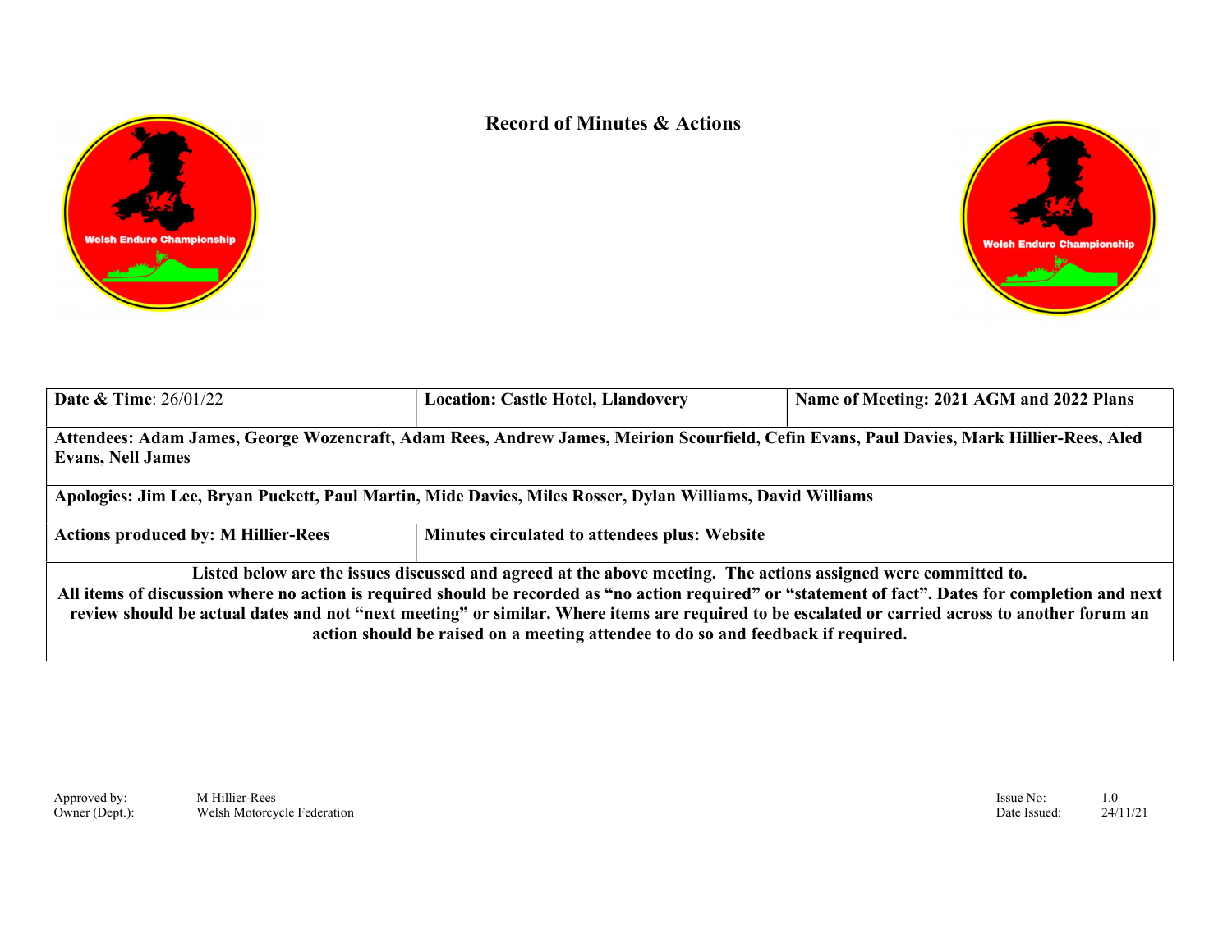# Record of Minutes & Actions

| Date & Time: 26/01/22 | Location: Castle Hotel, Llandovery | Name of Meeting: 2021 AGM and 2022 Plans |
|---|---|---|
| **Attendees: Adam James, George Wozencraft, Adam Rees, Andrew James, Meirion Scourfield, Cefin Evans, Paul Davies, Mark Hillier-Rees, Aled Evans, Nell James** | | |
| **Apologies: Jim Lee, Bryan Puckett, Paul Martin, Mide Davies, Miles Rosser, Dylan Williams, David Williams** | | |
| **Actions produced by: M Hillier-Rees** | **Minutes circulated to attendees plus: Website** | |
| **Listed below are the issues discussed and agreed at the above meeting. The actions assigned were committed to. All items of discussion where no action is required should be recorded as "no action required" or "statement of fact". Dates for completion and next review should be actual dates and not "next meeting" or similar. Where items are required to be escalated or carried across to another forum an action should be raised on a meeting attendee to do so and feedback if required.** | | |

Approved by: M Hillier-Rees
Owner (Dept.): Welsh Motorcycle Federation

Issue No: 1.0
Date Issued: 24/11/21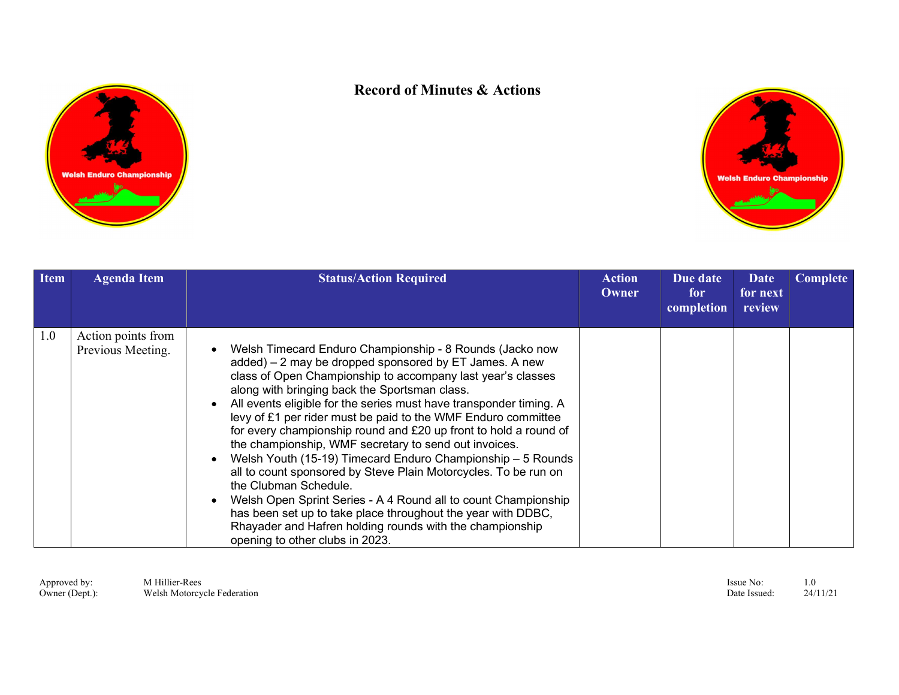# Record of Minutes & Actions

| Item | Agenda Item | Status/Action Required | Action Owner | Due date for completion | Date for next review | Complete |
|---|---|---|---|---|---|---|
| 1.0 | Action points from Previous Meeting. | • Welsh Timecard Enduro Championship - 8 Rounds (Jacko now added) – 2 may be dropped sponsored by ET James. A new class of Open Championship to accompany last year's classes along with bringing back the Sportsman class.<br>• All events eligible for the series must have transponder timing. A levy of £1 per rider must be paid to the WMF Enduro committee for every championship round and £20 up front to hold a round of the championship, WMF secretary to send out invoices.<br>• Welsh Youth (15-19) Timecard Enduro Championship – 5 Rounds all to count sponsored by Steve Plain Motorcycles. To be run on the Clubman Schedule.<br>• Welsh Open Sprint Series - A 4 Round all to count Championship has been set up to take place throughout the year with DDBC, Rhayader and Hafren holding rounds with the championship opening to other clubs in 2023. | | | | |

Approved by: M Hillier-Rees
Owner (Dept.): Welsh Motorcycle Federation

Issue No: 1.0
Date Issued: 24/11/21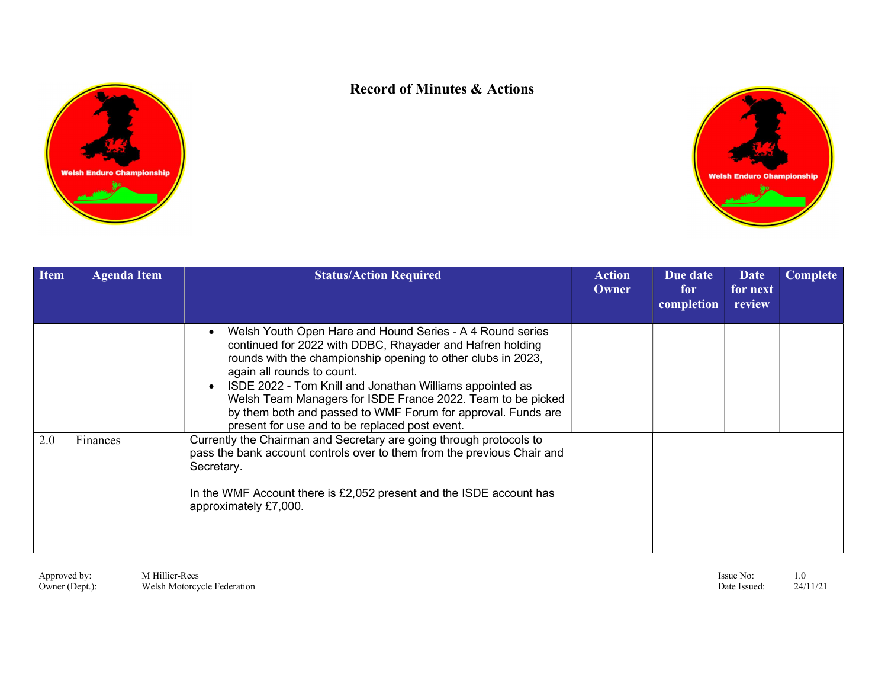# Record of Minutes & Actions

| Item | Agenda Item | Status/Action Required | Action Owner | Due date for completion | Date for next review | Complete |
|---|---|---|---|---|---|---|
| | | • Welsh Youth Open Hare and Hound Series - A 4 Round series continued for 2022 with DDBC, Rhayader and Hafren holding rounds with the championship opening to other clubs in 2023, again all rounds to count.<br>• ISDE 2022 - Tom Knill and Jonathan Williams appointed as Welsh Team Managers for ISDE France 2022. Team to be picked by them both and passed to WMF Forum for approval. Funds are present for use and to be replaced post event. | | | | |
| 2.0 | Finances | Currently the Chairman and Secretary are going through protocols to pass the bank account controls over to them from the previous Chair and Secretary.<br><br>In the WMF Account there is £2,052 present and the ISDE account has approximately £7,000. | | | | |

Approved by: M Hillier-Rees
Owner (Dept.): Welsh Motorcycle Federation

Issue No: 1.0
Date Issued: 24/11/21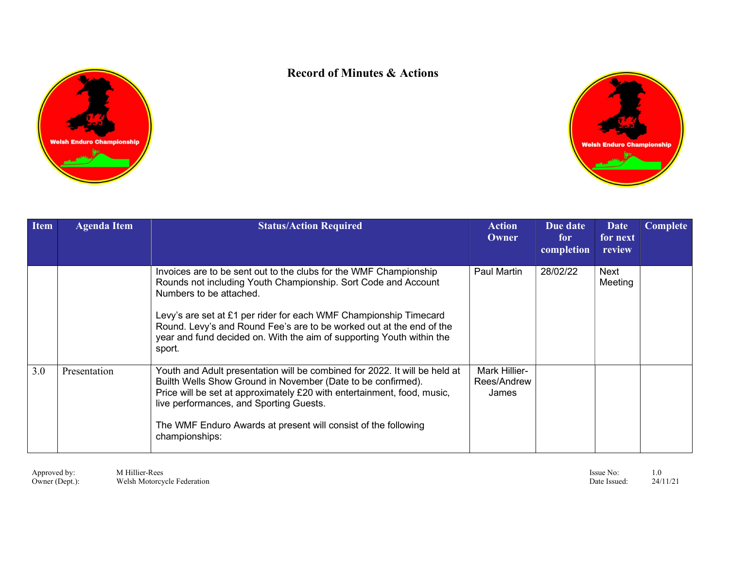# Record of Minutes & Actions

| Item | Agenda Item | Status/Action Required | Action Owner | Due date for completion | Date for next review | Complete |
|---|---|---|---|---|---|---|
| | | Invoices are to be sent out to the clubs for the WMF Championship Rounds not including Youth Championship. Sort Code and Account Numbers to be attached.<br><br>Levy's are set at £1 per rider for each WMF Championship Timecard Round. Levy's and Round Fee's are to be worked out at the end of the year and fund decided on. With the aim of supporting Youth within the sport. | Paul Martin | 28/02/22 | Next Meeting | |
| 3.0 | Presentation | Youth and Adult presentation will be combined for 2022. It will be held at Builth Wells Show Ground in November (Date to be confirmed).<br>Price will be set at approximately £20 with entertainment, food, music, live performances, and Sporting Guests.<br><br>The WMF Enduro Awards at present will consist of the following championships: | Mark Hillier-Rees/Andrew James | | | |

Approved by: M Hillier-Rees
Owner (Dept.): Welsh Motorcycle Federation

Issue No: 1.0
Date Issued: 24/11/21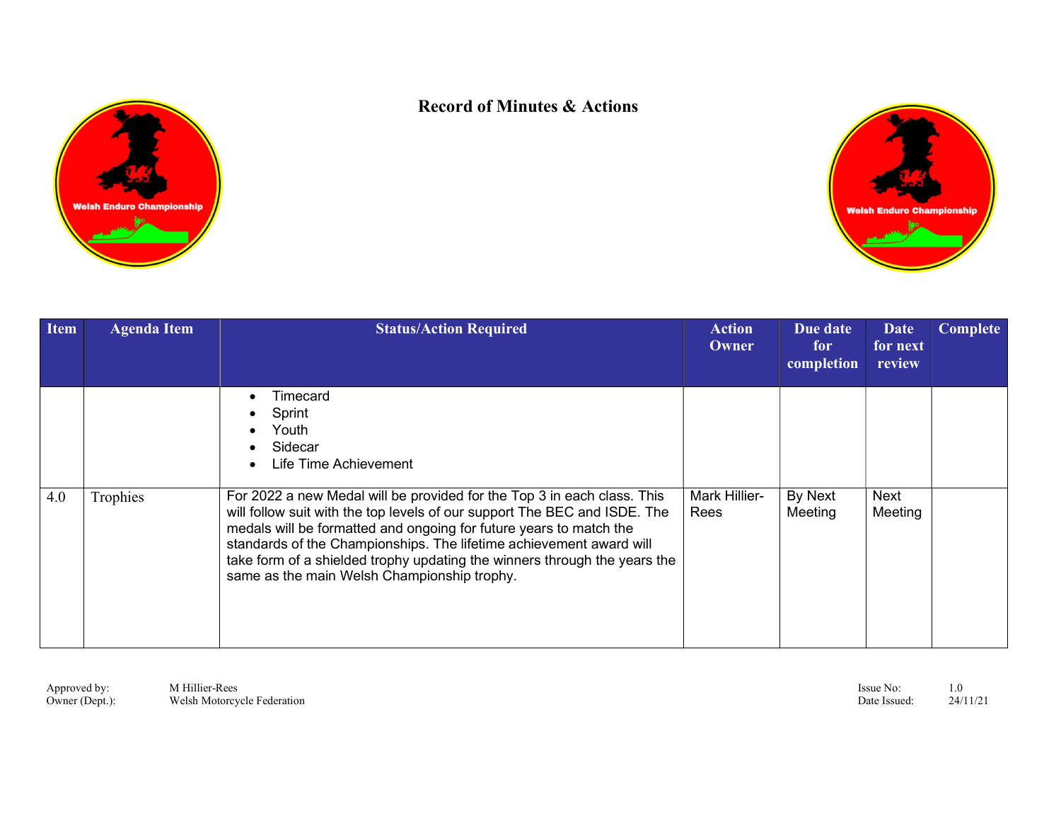# Record of Minutes & Actions

| Item | Agenda Item | Status/Action Required | Action Owner | Due date for completion | Date for next review | Complete |
|---|---|---|---|---|---|---|
| | | • Timecard<br>• Sprint<br>• Youth<br>• Sidecar<br>• Life Time Achievement | | | | |
| 4.0 | Trophies | For 2022 a new Medal will be provided for the Top 3 in each class. This will follow suit with the top levels of our support The BEC and ISDE. The medals will be formatted and ongoing for future years to match the standards of the Championships. The lifetime achievement award will take form of a shielded trophy updating the winners through the years the same as the main Welsh Championship trophy. | Mark Hillier-Rees | By Next Meeting | Next Meeting | |

Approved by: M Hillier-Rees
Owner (Dept.): Welsh Motorcycle Federation

Issue No: 1.0
Date Issued: 24/11/21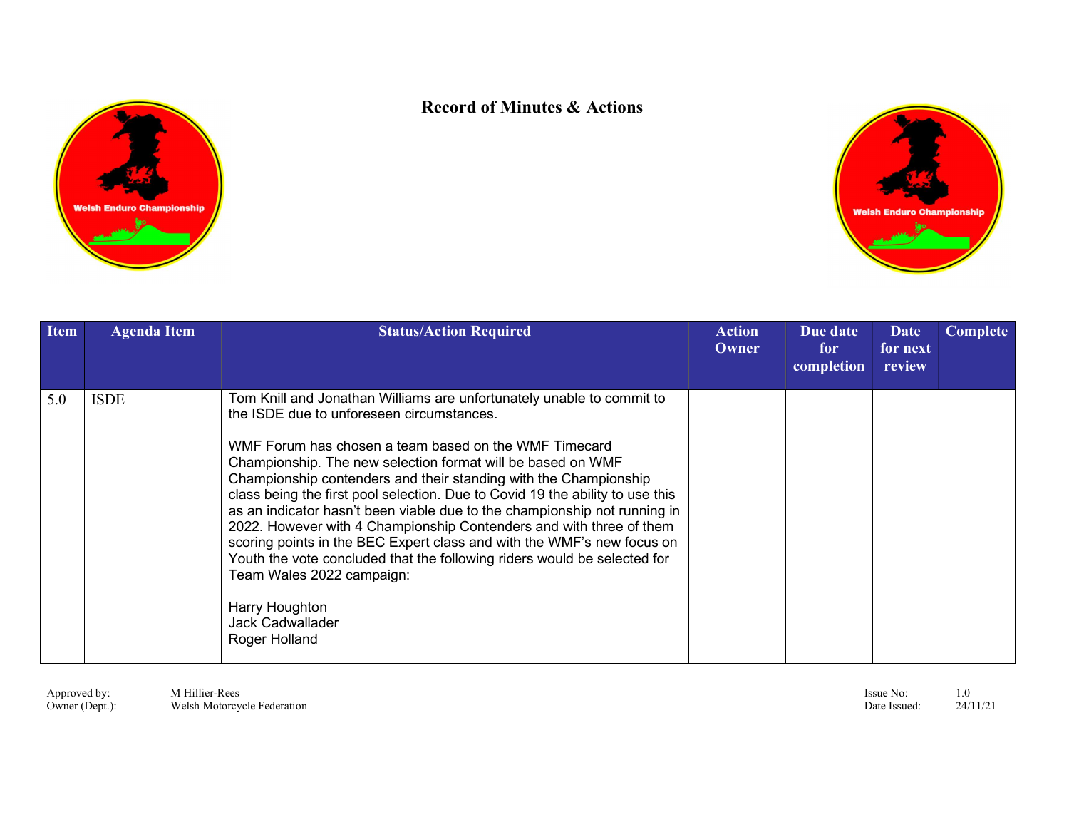# Record of Minutes & Actions

| Item | Agenda Item | Status/Action Required | Action Owner | Due date for completion | Date for next review | Complete |
|---|---|---|---|---|---|---|
| 5.0 | ISDE | Tom Knill and Jonathan Williams are unfortunately unable to commit to the ISDE due to unforeseen circumstances.<br><br>WMF Forum has chosen a team based on the WMF Timecard Championship. The new selection format will be based on WMF Championship contenders and their standing with the Championship class being the first pool selection. Due to Covid 19 the ability to use this as an indicator hasn't been viable due to the championship not running in 2022. However with 4 Championship Contenders and with three of them scoring points in the BEC Expert class and with the WMF's new focus on Youth the vote concluded that the following riders would be selected for Team Wales 2022 campaign:<br><br>Harry Houghton<br>Jack Cadwallader<br>Roger Holland | | | | |

Approved by: M Hillier-Rees
Owner (Dept.): Welsh Motorcycle Federation

Issue No: 1.0
Date Issued: 24/11/21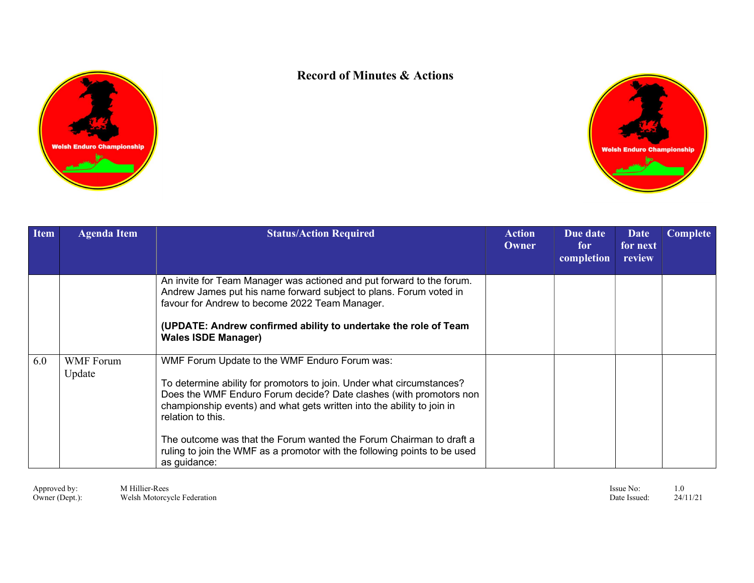# Record of Minutes & Actions

| Item | Agenda Item | Status/Action Required | Action Owner | Due date for completion | Date for next review | Complete |
|---|---|---|---|---|---|---|
| | | An invite for Team Manager was actioned and put forward to the forum. Andrew James put his name forward subject to plans. Forum voted in favour for Andrew to become 2022 Team Manager.<br><br>**(UPDATE: Andrew confirmed ability to undertake the role of Team Wales ISDE Manager)** | | | | |
| 6.0 | WMF Forum Update | WMF Forum Update to the WMF Enduro Forum was:<br><br>To determine ability for promotors to join. Under what circumstances? Does the WMF Enduro Forum decide? Date clashes (with promotors non championship events) and what gets written into the ability to join in relation to this.<br><br>The outcome was that the Forum wanted the Forum Chairman to draft a ruling to join the WMF as a promotor with the following points to be used as guidance: | | | | |

Approved by: M Hillier-Rees
Owner (Dept.): Welsh Motorcycle Federation
Issue No: 1.0
Date Issued: 24/11/21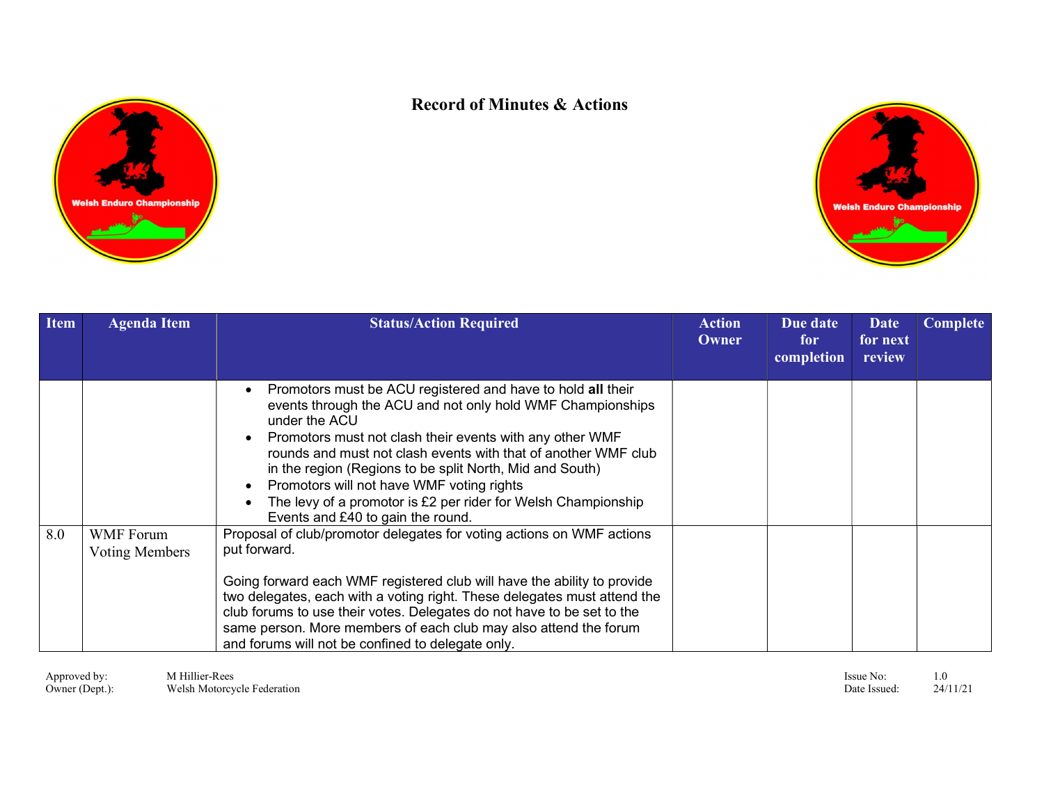# Record of Minutes & Actions

| Item | Agenda Item | Status/Action Required | Action Owner | Due date for completion | Date for next review | Complete |
|---|---|---|---|---|---|---|
| | | • Promotors must be ACU registered and have to hold **all** their events through the ACU and not only hold WMF Championships under the ACU<br>• Promotors must not clash their events with any other WMF rounds and must not clash events with that of another WMF club in the region (Regions to be split North, Mid and South)<br>• Promotors will not have WMF voting rights<br>• The levy of a promotor is £2 per rider for Welsh Championship Events and £40 to gain the round. | | | | |
| 8.0 | WMF Forum Voting Members | Proposal of club/promotor delegates for voting actions on WMF actions put forward.<br><br>Going forward each WMF registered club will have the ability to provide two delegates, each with a voting right. These delegates must attend the club forums to use their votes. Delegates do not have to be set to the same person. More members of each club may also attend the forum and forums will not be confined to delegate only. | | | | |

Approved by: M Hillier-Rees
Owner (Dept.): Welsh Motorcycle Federation
Issue No: 1.0
Date Issued: 24/11/21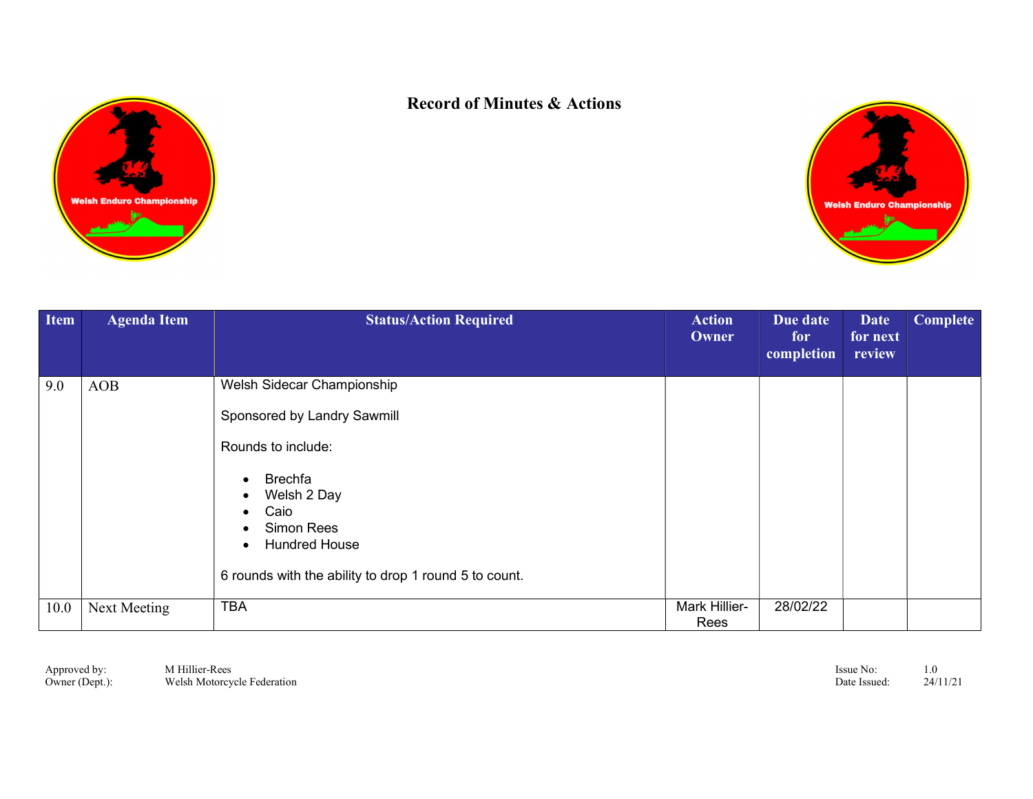# Record of Minutes & Actions

| Item | Agenda Item | Status/Action Required | Action Owner | Due date for completion | Date for next review | Complete |
|---|---|---|---|---|---|---|
| 9.0 | AOB | Welsh Sidecar Championship<br><br>Sponsored by Landry Sawmill<br><br>Rounds to include:<br><br>• Brechfa<br>• Welsh 2 Day<br>• Caio<br>• Simon Rees<br>• Hundred House<br><br>6 rounds with the ability to drop 1 round 5 to count. | | | | |
| 10.0 | Next Meeting | TBA | Mark Hillier-Rees | 28/02/22 | | |

Approved by: M Hillier-Rees
Owner (Dept.): Welsh Motorcycle Federation

Issue No: 1.0
Date Issued: 24/11/21